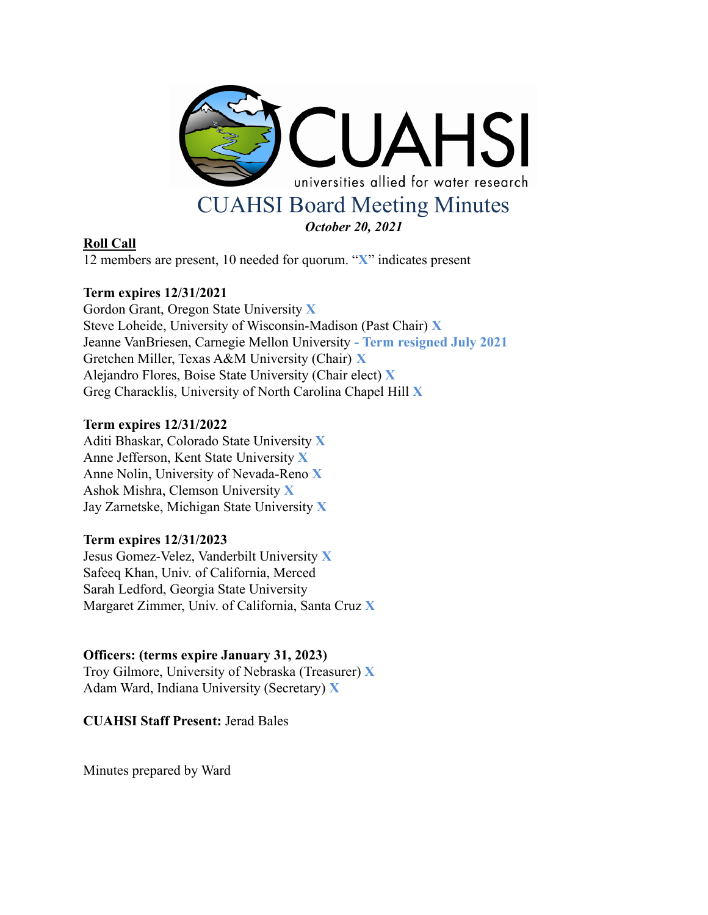CUAHSI

universities allied for water research

# CUAHSI Board Meeting Minutes

***October 20, 2021***

**Roll Call**

12 members are present, 10 needed for quorum. "**X**" indicates present

**Term expires 12/31/2021**

Gordon Grant, Oregon State University **X**
Steve Loheide, University of Wisconsin-Madison (Past Chair) **X**
Jeanne VanBriesen, Carnegie Mellon University **- Term resigned July 2021**
Gretchen Miller, Texas A&M University (Chair) **X**
Alejandro Flores, Boise State University (Chair elect) **X**
Greg Characklis, University of North Carolina Chapel Hill **X**

**Term expires 12/31/2022**

Aditi Bhaskar, Colorado State University **X**
Anne Jefferson, Kent State University **X**
Anne Nolin, University of Nevada-Reno **X**
Ashok Mishra, Clemson University **X**
Jay Zarnetske, Michigan State University **X**

**Term expires 12/31/2023**

Jesus Gomez-Velez, Vanderbilt University **X**
Safeeq Khan, Univ. of California, Merced
Sarah Ledford, Georgia State University
Margaret Zimmer, Univ. of California, Santa Cruz **X**

**Officers: (terms expire January 31, 2023)**

Troy Gilmore, University of Nebraska (Treasurer) **X**
Adam Ward, Indiana University (Secretary) **X**

**CUAHSI Staff Present:** Jerad Bales

Minutes prepared by Ward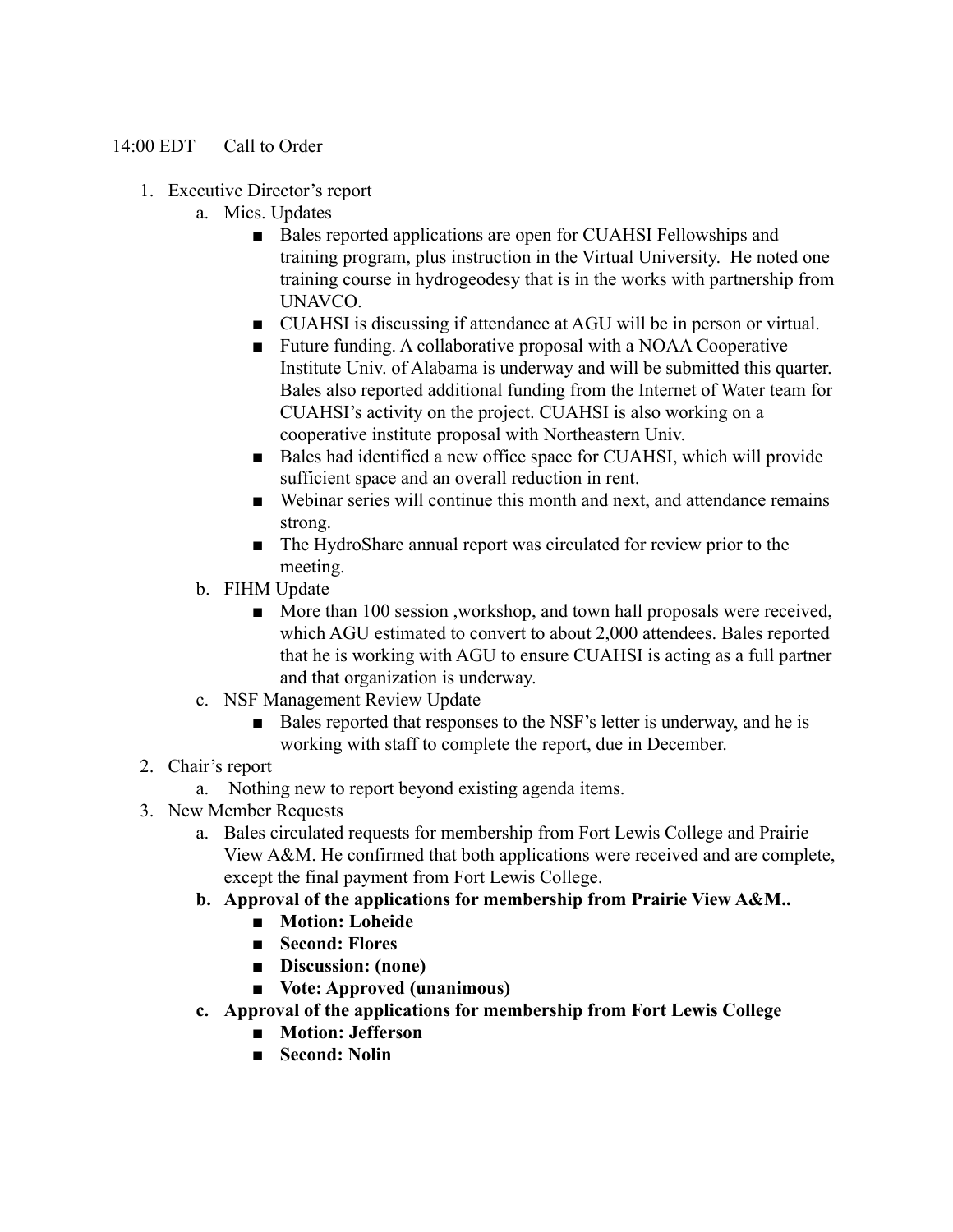14:00 EDT Call to Order

1. Executive Director's report
   a. Mics. Updates
      - Bales reported applications are open for CUAHSI Fellowships and training program, plus instruction in the Virtual University. He noted one training course in hydrogeodesy that is in the works with partnership from UNAVCO.
      - CUAHSI is discussing if attendance at AGU will be in person or virtual.
      - Future funding. A collaborative proposal with a NOAA Cooperative Institute Univ. of Alabama is underway and will be submitted this quarter. Bales also reported additional funding from the Internet of Water team for CUAHSI's activity on the project. CUAHSI is also working on a cooperative institute proposal with Northeastern Univ.
      - Bales had identified a new office space for CUAHSI, which will provide sufficient space and an overall reduction in rent.
      - Webinar series will continue this month and next, and attendance remains strong.
      - The HydroShare annual report was circulated for review prior to the meeting.
   b. FIHM Update
      - More than 100 session ,workshop, and town hall proposals were received, which AGU estimated to convert to about 2,000 attendees. Bales reported that he is working with AGU to ensure CUAHSI is acting as a full partner and that organization is underway.
   c. NSF Management Review Update
      - Bales reported that responses to the NSF's letter is underway, and he is working with staff to complete the report, due in December.
2. Chair's report
   a. Nothing new to report beyond existing agenda items.
3. New Member Requests
   a. Bales circulated requests for membership from Fort Lewis College and Prairie View A&M. He confirmed that both applications were received and are complete, except the final payment from Fort Lewis College.
   b. **Approval of the applications for membership from Prairie View A&M..**
      - **Motion: Loheide**
      - **Second: Flores**
      - **Discussion: (none)**
      - **Vote: Approved (unanimous)**
   c. **Approval of the applications for membership from Fort Lewis College**
      - **Motion: Jefferson**
      - **Second: Nolin**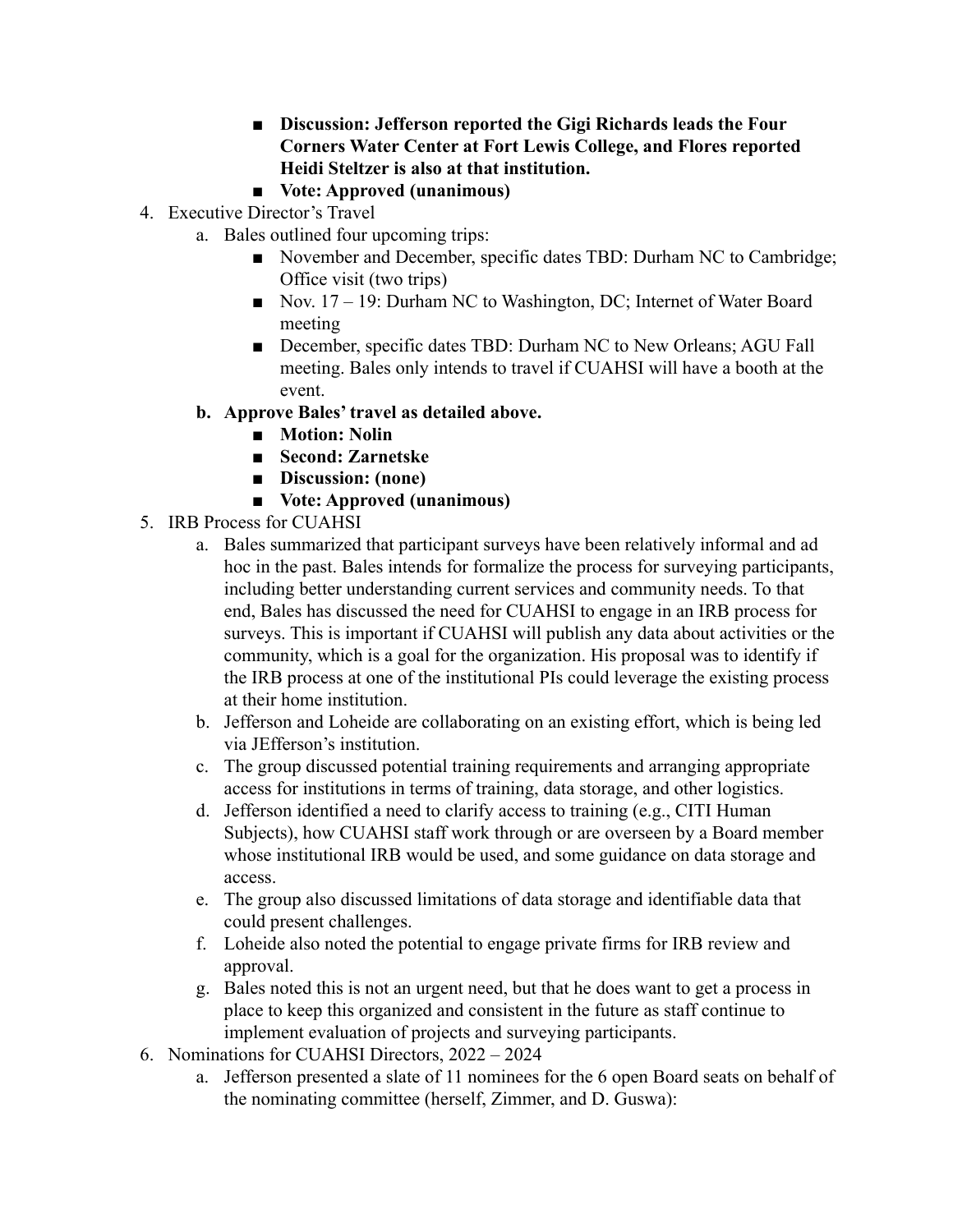- **Discussion: Jefferson reported the Gigi Richards leads the Four Corners Water Center at Fort Lewis College, and Flores reported Heidi Steltzer is also at that institution.**
    - **Vote: Approved (unanimous)**

4. Executive Director's Travel
    a. Bales outlined four upcoming trips:
        - November and December, specific dates TBD: Durham NC to Cambridge; Office visit (two trips)
        - Nov. 17 – 19: Durham NC to Washington, DC; Internet of Water Board meeting
        - December, specific dates TBD: Durham NC to New Orleans; AGU Fall meeting. Bales only intends to travel if CUAHSI will have a booth at the event.

    **b. Approve Bales' travel as detailed above.**
        - **Motion: Nolin**
        - **Second: Zarnetske**
        - **Discussion: (none)**
        - **Vote: Approved (unanimous)**

5. IRB Process for CUAHSI
    a. Bales summarized that participant surveys have been relatively informal and ad hoc in the past. Bales intends for formalize the process for surveying participants, including better understanding current services and community needs. To that end, Bales has discussed the need for CUAHSI to engage in an IRB process for surveys. This is important if CUAHSI will publish any data about activities or the community, which is a goal for the organization. His proposal was to identify if the IRB process at one of the institutional PIs could leverage the existing process at their home institution.
    b. Jefferson and Loheide are collaborating on an existing effort, which is being led via JEfferson's institution.
    c. The group discussed potential training requirements and arranging appropriate access for institutions in terms of training, data storage, and other logistics.
    d. Jefferson identified a need to clarify access to training (e.g., CITI Human Subjects), how CUAHSI staff work through or are overseen by a Board member whose institutional IRB would be used, and some guidance on data storage and access.
    e. The group also discussed limitations of data storage and identifiable data that could present challenges.
    f. Loheide also noted the potential to engage private firms for IRB review and approval.
    g. Bales noted this is not an urgent need, but that he does want to get a process in place to keep this organized and consistent in the future as staff continue to implement evaluation of projects and surveying participants.

6. Nominations for CUAHSI Directors, 2022 – 2024
    a. Jefferson presented a slate of 11 nominees for the 6 open Board seats on behalf of the nominating committee (herself, Zimmer, and D. Guswa):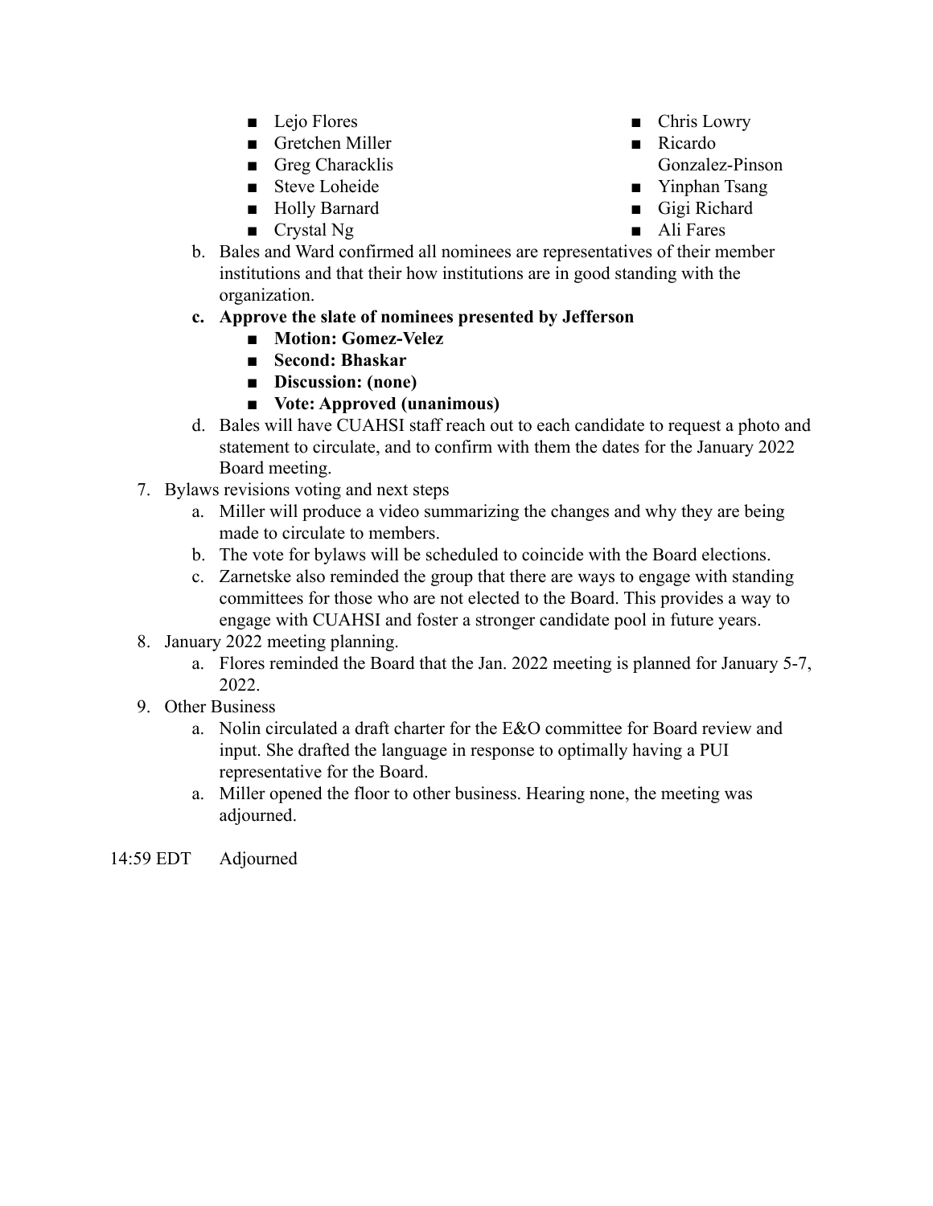- Lejo Flores
- Gretchen Miller
- Greg Characklis
- Steve Loheide
- Holly Barnard
- Crystal Ng
- Chris Lowry
- Ricardo Gonzalez-Pinson
- Yinphan Tsang
- Gigi Richard
- Ali Fares

b. Bales and Ward confirmed all nominees are representatives of their member institutions and that their how institutions are in good standing with the organization.

**c. Approve the slate of nominees presented by Jefferson**

- **Motion: Gomez-Velez**
- **Second: Bhaskar**
- **Discussion: (none)**
- **Vote: Approved (unanimous)**

d. Bales will have CUAHSI staff reach out to each candidate to request a photo and statement to circulate, and to confirm with them the dates for the January 2022 Board meeting.

7. Bylaws revisions voting and next steps
   a. Miller will produce a video summarizing the changes and why they are being made to circulate to members.
   b. The vote for bylaws will be scheduled to coincide with the Board elections.
   c. Zarnetske also reminded the group that there are ways to engage with standing committees for those who are not elected to the Board. This provides a way to engage with CUAHSI and foster a stronger candidate pool in future years.
8. January 2022 meeting planning.
   a. Flores reminded the Board that the Jan. 2022 meeting is planned for January 5-7, 2022.
9. Other Business
   a. Nolin circulated a draft charter for the E&O committee for Board review and input. She drafted the language in response to optimally having a PUI representative for the Board.
   a. Miller opened the floor to other business. Hearing none, the meeting was adjourned.

14:59 EDT Adjourned